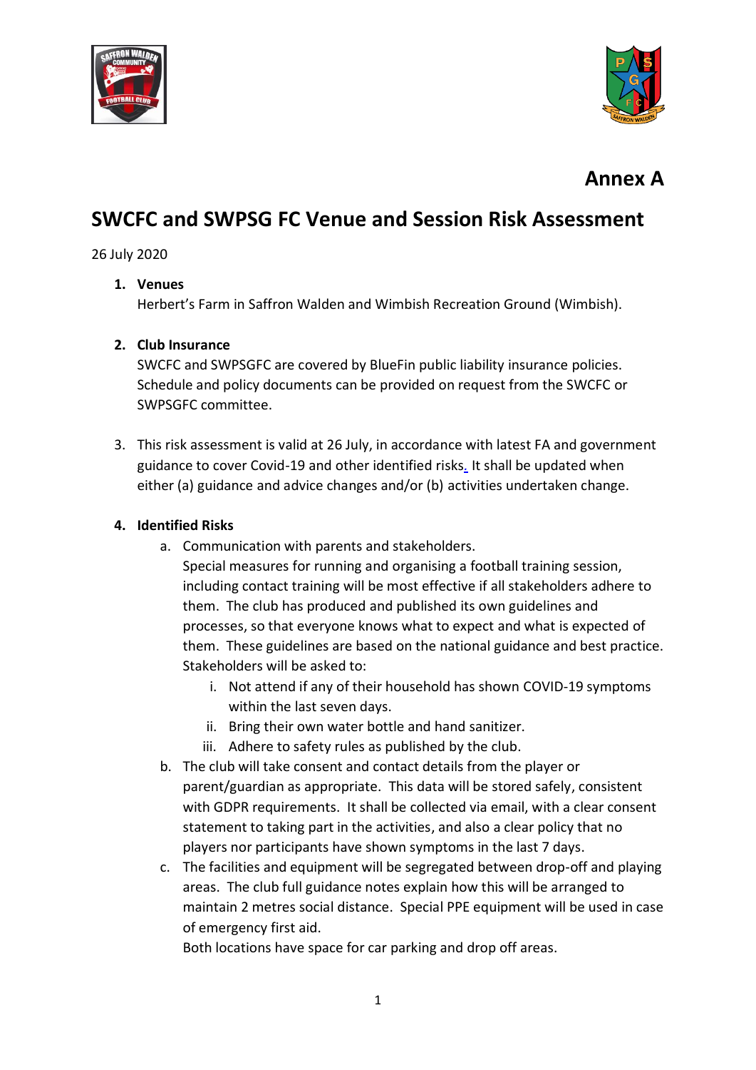# Annex A

# SWCFC and SWPSG FC Venue and Session Risk Assessment

26 July 2020

1. **Venues**
   Herbert's Farm in Saffron Walden and Wimbish Recreation Ground (Wimbish).

2. **Club Insurance**
   SWCFC and SWPSGFC are covered by BlueFin public liability insurance policies. Schedule and policy documents can be provided on request from the SWCFC or SWPSGFC committee.

3. This risk assessment is valid at 26 July, in accordance with latest FA and government guidance to cover Covid-19 and other identified risks. It shall be updated when either (a) guidance and advice changes and/or (b) activities undertaken change.

4. **Identified Risks**
   a. Communication with parents and stakeholders.
      Special measures for running and organising a football training session, including contact training will be most effective if all stakeholders adhere to them. The club has produced and published its own guidelines and processes, so that everyone knows what to expect and what is expected of them. These guidelines are based on the national guidance and best practice. Stakeholders will be asked to:
      i. Not attend if any of their household has shown COVID-19 symptoms within the last seven days.
      ii. Bring their own water bottle and hand sanitizer.
      iii. Adhere to safety rules as published by the club.

   b. The club will take consent and contact details from the player or parent/guardian as appropriate. This data will be stored safely, consistent with GDPR requirements. It shall be collected via email, with a clear consent statement to taking part in the activities, and also a clear policy that no players nor participants have shown symptoms in the last 7 days.

   c. The facilities and equipment will be segregated between drop-off and playing areas. The club full guidance notes explain how this will be arranged to maintain 2 metres social distance. Special PPE equipment will be used in case of emergency first aid.
      Both locations have space for car parking and drop off areas.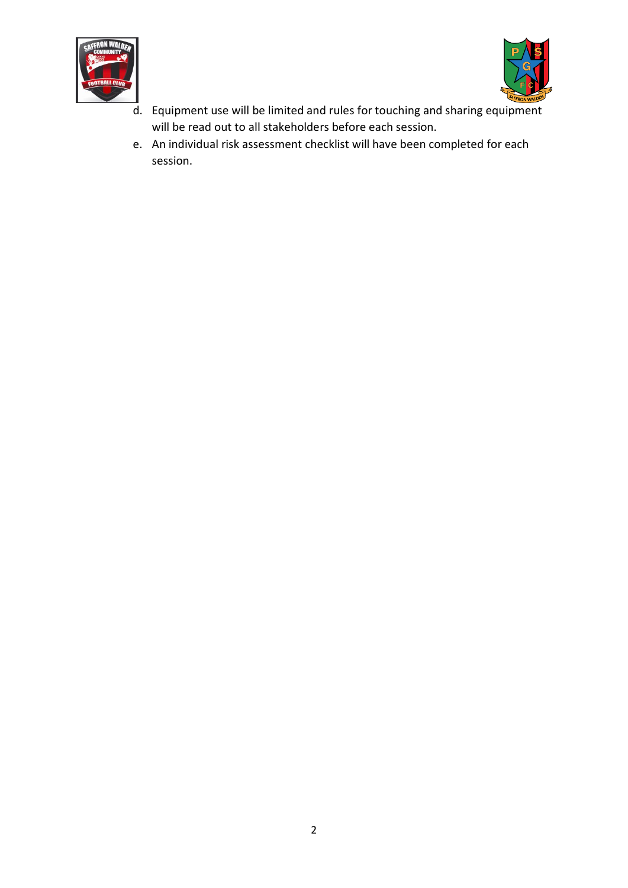d. Equipment use will be limited and rules for touching and sharing equipment will be read out to all stakeholders before each session.
e. An individual risk assessment checklist will have been completed for each session.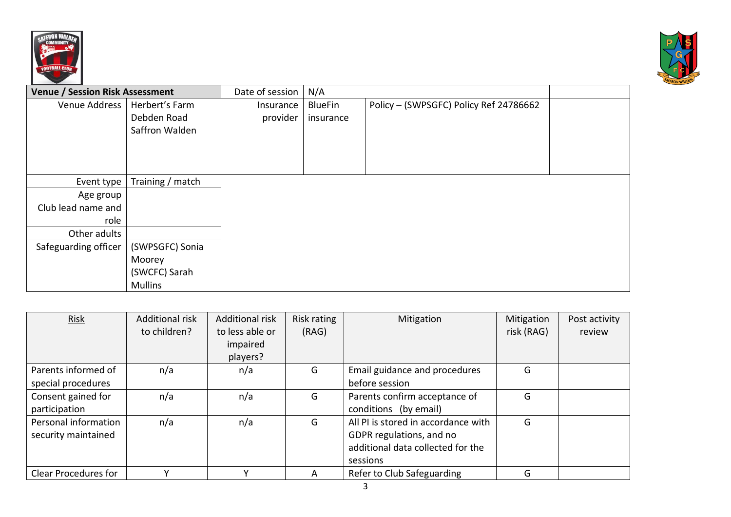| **Venue / Session Risk Assessment** | | Date of session | N/A | | |
|---|---|---|---|---|---|
| Venue Address | Herbert's Farm<br>Debden Road<br>Saffron Walden | Insurance provider | BlueFin insurance | Policy – (SWPSGFC) Policy Ref 24786662 | |
| Event type | Training / match | | | | |
| Age group | | | | | |
| Club lead name and role | | | | | |
| Other adults | | | | | |
| Safeguarding officer | (SWPSGFC) Sonia Moorey<br>(SWCFC) Sarah Mullins | | | | |

| Risk | Additional risk to children? | Additional risk to less able or impaired players? | Risk rating (RAG) | Mitigation | Mitigation risk (RAG) | Post activity review |
|---|---|---|---|---|---|---|
| Parents informed of special procedures | n/a | n/a | G | Email guidance and procedures before session | G | |
| Consent gained for participation | n/a | n/a | G | Parents confirm acceptance of conditions (by email) | G | |
| Personal information security maintained | n/a | n/a | G | All PI is stored in accordance with GDPR regulations, and no additional data collected for the sessions | G | |
| Clear Procedures for | Y | Y | A | Refer to Club Safeguarding | G | |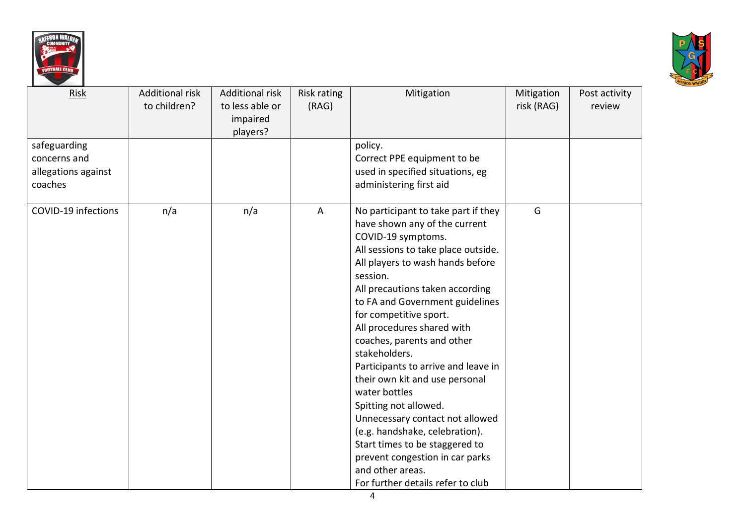| Risk | Additional risk to children? | Additional risk to less able or impaired players? | Risk rating (RAG) | Mitigation | Mitigation risk (RAG) | Post activity review |
|---|---|---|---|---|---|---|
| safeguarding concerns and allegations against coaches | | | | policy.<br>Correct PPE equipment to be used in specified situations, eg administering first aid | | |
| COVID-19 infections | n/a | n/a | A | No participant to take part if they have shown any of the current COVID-19 symptoms.<br>All sessions to take place outside.<br>All players to wash hands before session.<br>All precautions taken according to FA and Government guidelines for competitive sport.<br>All procedures shared with coaches, parents and other stakeholders.<br>Participants to arrive and leave in their own kit and use personal water bottles<br>Spitting not allowed.<br>Unnecessary contact not allowed (e.g. handshake, celebration).<br>Start times to be staggered to prevent congestion in car parks and other areas.<br>For further details refer to club | G | |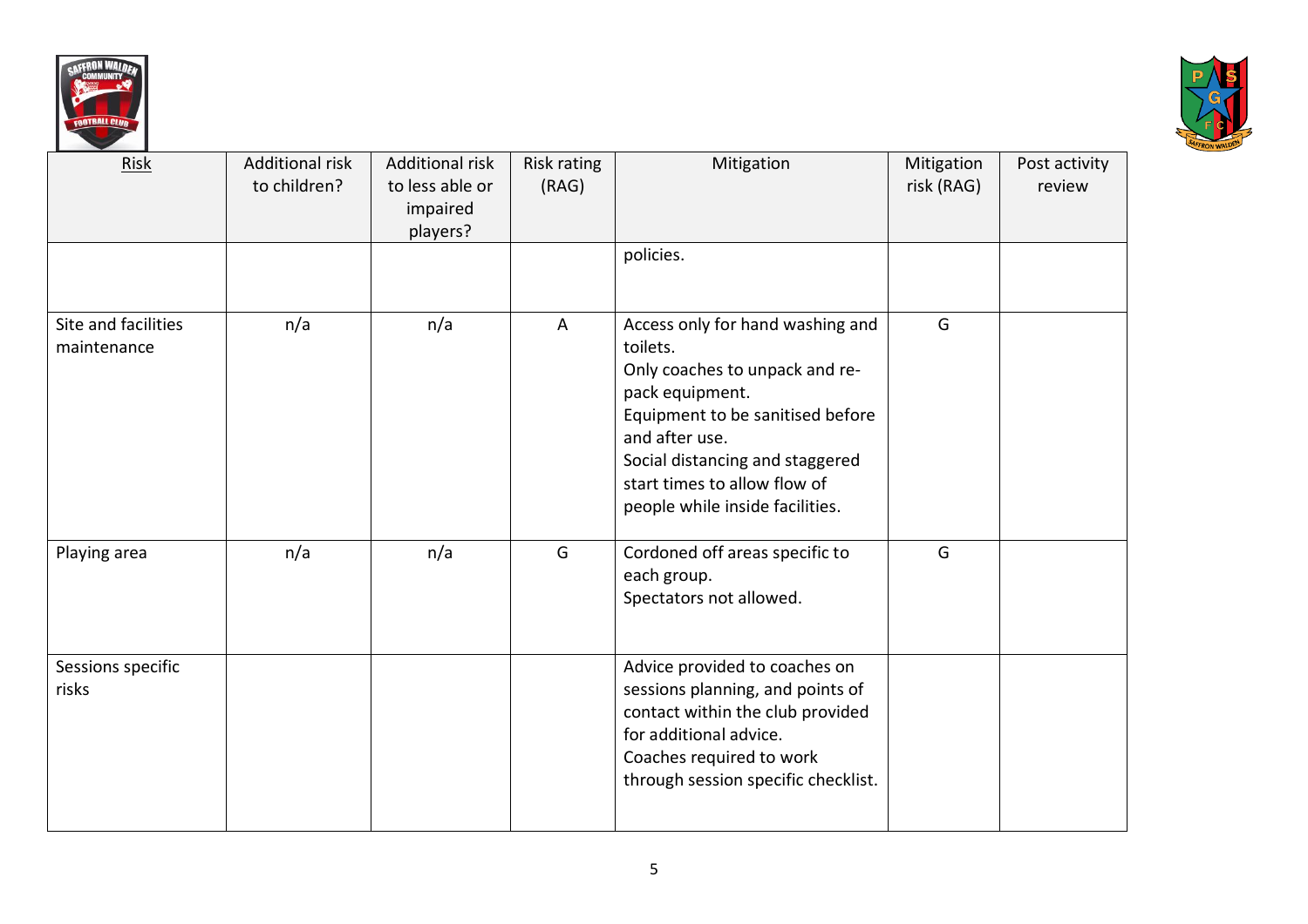| Risk | Additional risk to children? | Additional risk to less able or impaired players? | Risk rating (RAG) | Mitigation | Mitigation risk (RAG) | Post activity review |
|---|---|---|---|---|---|---|
| | | | | policies. | | |
| Site and facilities maintenance | n/a | n/a | A | Access only for hand washing and toilets.<br>Only coaches to unpack and re-pack equipment.<br>Equipment to be sanitised before and after use.<br>Social distancing and staggered start times to allow flow of people while inside facilities. | G | |
| Playing area | n/a | n/a | G | Cordoned off areas specific to each group.<br>Spectators not allowed. | G | |
| Sessions specific risks | | | | Advice provided to coaches on sessions planning, and points of contact within the club provided for additional advice.<br>Coaches required to work through session specific checklist. | | |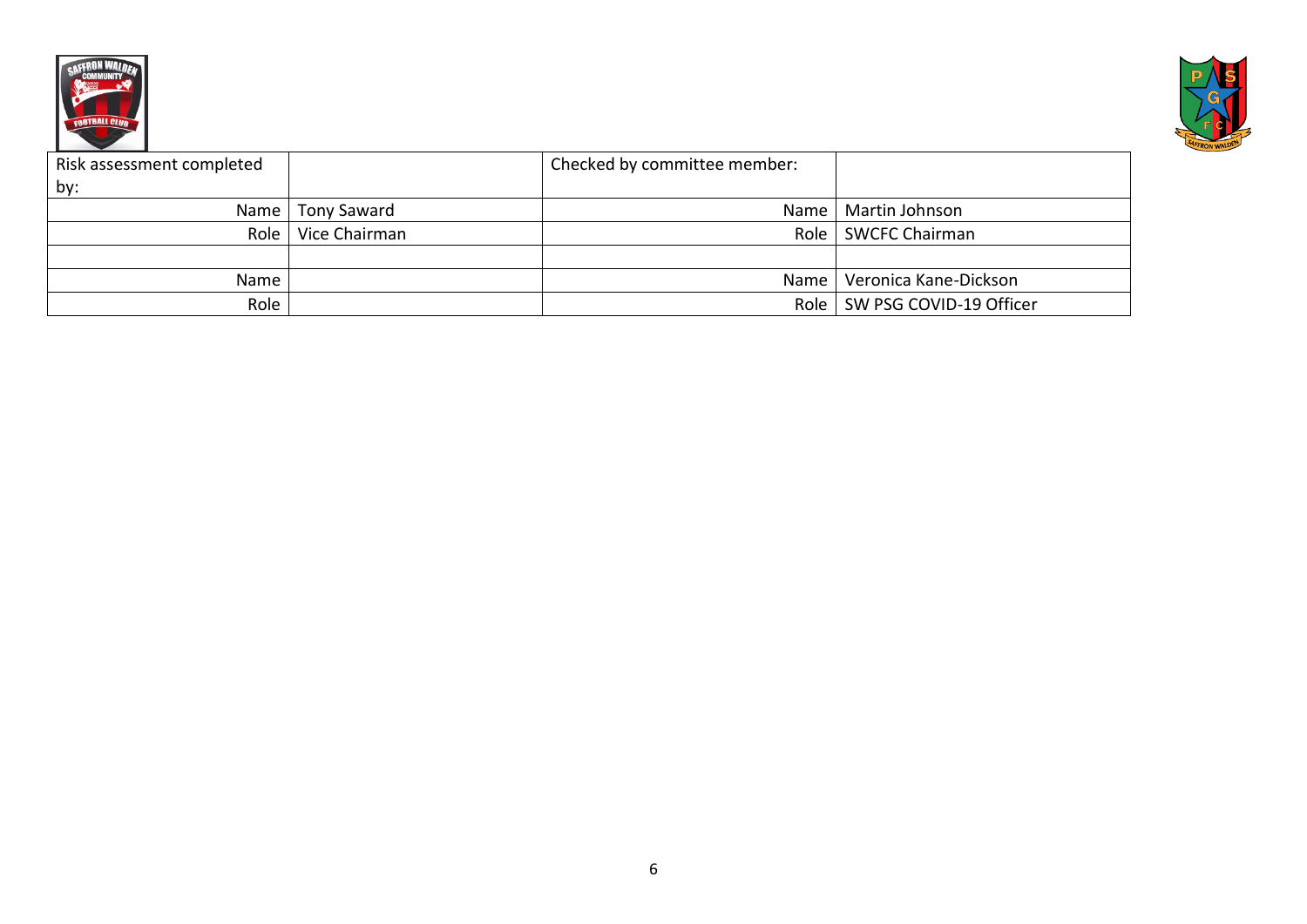| | | | |
|---|---|---|---|
| Risk assessment completed by: | | Checked by committee member: | |
| Name | Tony Saward | Name | Martin Johnson |
| Role | Vice Chairman | Role | SWCFC Chairman |
| | | | |
| Name | | Name | Veronica Kane-Dickson |
| Role | | Role | SW PSG COVID-19 Officer |